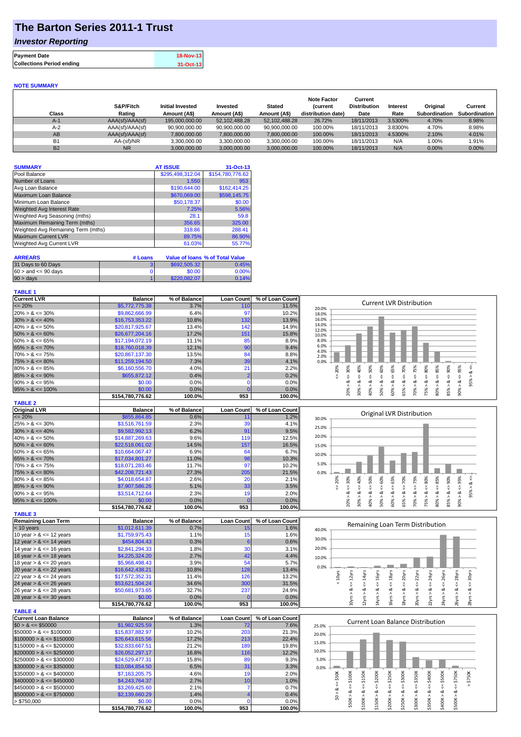# The Barton Series 2011-1 Trust

## *Investor Reporting*

| | |
|---|---|
| **Payment Date** | 18-Nov-13 |
| **Collections Period ending** | 31-Oct-13 |

**NOTE SUMMARY**

| Class | S&P/Fitch Rating | Initial Invested Amount (A$) | Invested Amount (A$) | Stated Amount (A$) | Note Factor (current distribution date) | Current Distribution Date | Interest Rate | Original Subordination | Current Subordination |
|---|---|---|---|---|---|---|---|---|---|
| A-1 | AAA(sf)/AAA(sf) | 195,000,000.00 | 52,102,488.28 | 52,102,488.28 | 26.72% | 18/11/2013 | 3.5300% | 4.70% | 8.98% |
| A-2 | AAA(sf)/AAA(sf) | 90,900,000.00 | 90,900,000.00 | 90,900,000.00 | 100.00% | 18/11/2013 | 3.8300% | 4.70% | 8.98% |
| AB | AAA(sf)/AAA(sf) | 7,800,000.00 | 7,800,000.00 | 7,800,000.00 | 100.00% | 18/11/2013 | 4.5300% | 2.10% | 4.01% |
| B1 | AA-(sf)/NR | 3,300,000.00 | 3,300,000.00 | 3,300,000.00 | 100.00% | 18/11/2013 | N/A | 1.00% | 1.91% |
| B2 | NR | 3,000,000.00 | 3,000,000.00 | 3,000,000.00 | 100.00% | 18/11/2013 | N/A | 0.00% | 0.00% |

| SUMMARY | AT ISSUE | 31-Oct-13 |
|---|---|---|
| Pool Balance | $295,498,312.04 | $154,780,776.62 |
| Number of Loans | 1,550 | 953 |
| Avg Loan Balance | $190,644.00 | $162,414.25 |
| Maximum Loan Balance | $670,069.00 | $598,145.75 |
| Minimum Loan Balance | $50,178.37 | $0.00 |
| Weighted Avg Interest Rate | 7.25% | 5.56% |
| Weighted Avg Seasoning (mths) | 28.1 | 59.8 |
| Maximum Remaining Term (mths) | 356.65 | 325.00 |
| Weighted Avg Remaining Term (mths) | 318.86 | 288.41 |
| Maximum Current LVR | 89.75% | 86.90% |
| Weighted Avg Current LVR | 61.03% | 55.77% |

| ARREARS | # Loans | Value of loans | % of Total Value |
|---|---|---|---|
| 31 Days to 60 Days | 3 | $692,505.32 | 0.45% |
| 60 > and <= 90 days | 0 | $0.00 | 0.00% |
| 90 > days | 1 | $220,082.07 | 0.14% |

**TABLE 1**

| Current LVR | Balance | % of Balance | Loan Count | % of Loan Count |
|---|---|---|---|---|
| <= 20% | $5,772,775.38 | 3.7% | 110 | 11.5% |
| 20% > & <= 30% | $9,862,666.99 | 6.4% | 97 | 10.2% |
| 30% > & <= 40% | $16,753,353.22 | 10.8% | 132 | 13.9% |
| 40% > & <= 50% | $20,817,925.67 | 13.4% | 142 | 14.9% |
| 50% > & <= 60% | $26,677,204.16 | 17.2% | 151 | 15.8% |
| 60% > & <= 65% | $17,194,072.19 | 11.1% | 85 | 8.9% |
| 65% > & <= 70% | $18,760,018.39 | 12.1% | 90 | 9.4% |
| 70% > & <= 75% | $20,867,137.30 | 13.5% | 84 | 8.8% |
| 75% > & <= 80% | $11,259,194.50 | 7.3% | 39 | 4.1% |
| 80% > & <= 85% | $6,160,556.70 | 4.0% | 21 | 2.2% |
| 85% > & <= 90% | $655,872.12 | 0.4% | 2 | 0.2% |
| 90% > & <= 95% | $0.00 | 0.0% | 0 | 0.0% |
| 95% > & <= 100% | $0.00 | 0.0% | 0 | 0.0% |
| | $154,780,776.62 | 100.0% | 953 | 100.0% |

Current LVR Distribution
20.0% 18.0% 16.0% 14.0% 12.0% 10.0% 8.0% 6.0% 4.0% 2.0% 0.0%
<= 20% 20% > & <= 30% 30% > & <= 40% 40% > & <= 50% 50% > & <= 60% 60% > & <= 65% 65% > & <= 70% 70% > & <= 75% 75% > & <= 80% 80% > & <= 85% 85% > & <= 90% 90% > & <= 95% 95% > & <=

**TABLE 2**

| Original LVR | Balance | % of Balance | Loan Count | % of Loan Count |
|---|---|---|---|---|
| <= 20% | $855,864.85 | 0.6% | 11 | 1.2% |
| 25% > & <= 30% | $3,516,761.59 | 2.3% | 39 | 4.1% |
| 30% > & <= 40% | $9,582,992.13 | 6.2% | 91 | 9.5% |
| 40% > & <= 50% | $14,887,269.63 | 9.6% | 119 | 12.5% |
| 50% > & <= 60% | $22,518,061.02 | 14.5% | 157 | 16.5% |
| 60% > & <= 65% | $10,664,067.47 | 6.9% | 64 | 6.7% |
| 65% > & <= 70% | $17,034,801.27 | 11.0% | 98 | 10.3% |
| 70% > & <= 75% | $18,071,283.46 | 11.7% | 97 | 10.2% |
| 75% > & <= 80% | $42,208,721.43 | 27.3% | 205 | 21.5% |
| 80% > & <= 85% | $4,018,654.87 | 2.6% | 20 | 2.1% |
| 85% > & <= 90% | $7,907,586.26 | 5.1% | 33 | 3.5% |
| 90% > & <= 95% | $3,514,712.64 | 2.3% | 19 | 2.0% |
| 95% > & <= 100% | $0.00 | 0.0% | 0 | 0.0% |
| | $154,780,776.62 | 100.0% | 953 | 100.0% |

Original LVR Distribution
30.0% 25.0% 20.0% 15.0% 10.0% 5.0% 0.0%
<= 20% 20% > & <= 30% 30% > & <= 40% 40% > & <= 50% 50% > & <= 60% 60% > & <= 65% 65% > & <= 70% 70% > & <= 75% 75% > & <= 80% 80% > & <= 85% 85% > & <= 90% 90% > & <= 95% 95% > & <=

**TABLE 3**

| Remaining Loan Term | Balance | % of Balance | Loan Count | % of Loan Count |
|---|---|---|---|---|
| < 10 years | $1,012,611.39 | 0.7% | 15 | 1.6% |
| 10 year > & <= 12 years | $1,759,975.43 | 1.1% | 15 | 1.6% |
| 12 year > & <= 14 years | $454,804.43 | 0.3% | 6 | 0.6% |
| 14 year > & <= 16 years | $2,841,294.33 | 1.8% | 30 | 3.1% |
| 16 year > & <= 18 years | $4,225,324.20 | 2.7% | 42 | 4.4% |
| 18 year > & <= 20 years | $5,968,498.43 | 3.9% | 54 | 5.7% |
| 20 year > & <= 22 years | $16,642,438.21 | 10.8% | 128 | 13.4% |
| 22 year > & <= 24 years | $17,572,352.31 | 11.4% | 126 | 13.2% |
| 24 year > & <= 26 years | $53,621,504.24 | 34.6% | 300 | 31.5% |
| 26 year > & <= 28 years | $50,681,973.65 | 32.7% | 237 | 24.9% |
| 28 year > & <= 30 years | $0.00 | 0.0% | 0 | 0.0% |
| | $154,780,776.62 | 100.0% | 953 | 100.0% |

Remaining Loan Term Distribution
40.0% 30.0% 20.0% 10.0% 0.0%
< 10yrs 10yrs > & <= 12yrs 12yrs > & <= 14yrs 14yrs > & <= 16yrs 16yrs > & <= 18yrs 18yrs > & <= 20yrs 20yrs > & <= 22yrs 22yrs > & <= 24yrs 24yrs > & <= 26yrs 26yrs > & <= 28yrs 28yrs > & <= 30yrs

**TABLE 4**

| Current Loan Balance | Balance | % of Balance | Loan Count | % of Loan Count |
|---|---|---|---|---|
| $0 > & <= $50000 | $1,982,925.59 | 1.3% | 72 | 7.6% |
| $50000 > & <= $100000 | $15,837,882.97 | 10.2% | 203 | 21.3% |
| $100000 > & <= $150000 | $26,643,615.56 | 17.2% | 213 | 22.4% |
| $150000 > & <= $200000 | $32,833,667.51 | 21.2% | 189 | 19.8% |
| $200000 > & <= $250000 | $26,052,297.17 | 16.8% | 116 | 12.2% |
| $250000 > & <= $300000 | $24,529,477.31 | 15.8% | 89 | 9.3% |
| $300000 > & <= $350000 | $10,084,854.50 | 6.5% | 31 | 3.3% |
| $350000 > & <= $400000 | $7,163,205.75 | 4.6% | 19 | 2.0% |
| $400000 > & <= $450000 | $4,243,764.37 | 2.7% | 10 | 1.0% |
| $450000 > & <= $500000 | $3,269,425.60 | 2.1% | 7 | 0.7% |
| $500000 > & <= $750000 | $2,139,660.29 | 1.4% | 4 | 0.4% |
| > $750,000 | $0.00 | 0.0% | 0 | 0.0% |
| | $154,780,776.62 | 100.0% | 953 | 100.0% |

Current Loan Balance Distribution
25.0% 20.0% 15.0% 10.0% 5.0% 0.0%
$0 > & <= $50K $50K > & <= $100K $100K > & <= $150K $150K > & <= $200K $200K > & <= $250K $250K > & <= $300K $300K > & <= $350K $350K > & <= $400K $400K > & <= $500K $500K > & <= $750K > $750K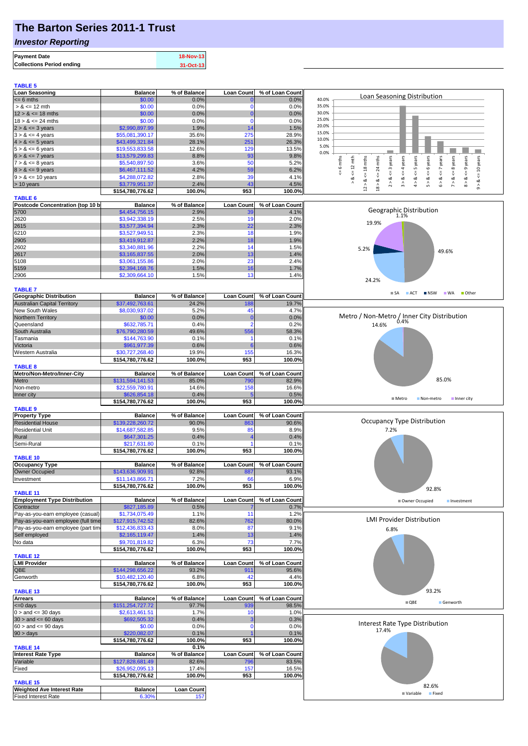# The Barton Series 2011-1 Trust

## *Investor Reporting*

| | |
|---|---|
| **Payment Date** | 18-Nov-13 |
| **Collections Period ending** | 31-Oct-13 |

**TABLE 5**

| Loan Seasoning | Balance | % of Balance | Loan Count | % of Loan Count |
|---|---|---|---|---|
| <= 6 mths | $0.00 | 0.0% | 0 | 0.0% |
| > & <= 12 mth | $0.00 | 0.0% | 0 | 0.0% |
| 12 > & <= 18 mths | $0.00 | 0.0% | 0 | 0.0% |
| 18 > & <= 24 mths | $0.00 | 0.0% | 0 | 0.0% |
| 2 > & <= 3 years | $2,990,897.99 | 1.9% | 14 | 1.5% |
| 3 > & <= 4 years | $55,081,390.17 | 35.6% | 275 | 28.9% |
| 4 > & <= 5 years | $43,499,321.84 | 28.1% | 251 | 26.3% |
| 5 > & <= 6 years | $19,553,833.58 | 12.6% | 129 | 13.5% |
| 6 > & <= 7 years | $13,579,299.83 | 8.8% | 93 | 9.8% |
| 7 > & <= 8 years | $5,540,897.50 | 3.6% | 50 | 5.2% |
| 8 > & <= 9 years | $6,467,111.52 | 4.2% | 59 | 6.2% |
| 9 > & <= 10 years | $4,288,072.82 | 2.8% | 39 | 4.1% |
| > 10 years | $3,779,951.37 | 2.4% | 43 | 4.5% |
| | $154,780,776.62 | 100.0% | 953 | 100.0% |

Loan Seasoning Distribution

40.0%
35.0%
30.0%
25.0%
20.0%
15.0%
10.0%
5.0%
0.0%

<= 6 mths
> & <= 12 mth
12 > & <= 18 mths
18 > & <= 24 mths
2 > & <= 3 years
3 > & <= 4 years
4 > & <= 5 years
5 > & <= 6 years
6 > & <= 7 years
7 > & <= 8 years
8 > & <= 9 years
9 > & <= 10 years

**TABLE 6**

| Postcode Concentration (top 10 by value) | Balance | % of Balance | Loan Count | % of Loan Count |
|---|---|---|---|---|
| 5700 | $4,454,756.15 | 2.9% | 39 | 4.1% |
| 2620 | $3,942,338.19 | 2.5% | 19 | 2.0% |
| 2615 | $3,577,394.94 | 2.3% | 22 | 2.3% |
| 6210 | $3,527,949.51 | 2.3% | 18 | 1.9% |
| 2905 | $3,419,912.87 | 2.2% | 18 | 1.9% |
| 2602 | $3,340,881.96 | 2.2% | 14 | 1.5% |
| 2617 | $3,165,837.55 | 2.0% | 13 | 1.4% |
| 5108 | $3,061,155.86 | 2.0% | 23 | 2.4% |
| 5159 | $2,394,168.76 | 1.5% | 16 | 1.7% |
| 2906 | $2,309,664.10 | 1.5% | 13 | 1.4% |

Geographic Distribution

1.1%
19.9%
5.2%
49.6%
24.2%

SA ACT NSW WA Other

**TABLE 7**

| Geographic Distribution | Balance | % of Balance | Loan Count | % of Loan Count |
|---|---|---|---|---|
| Australian Capital Territory | $37,492,763.61 | 24.2% | 188 | 19.7% |
| New South Wales | $8,030,937.02 | 5.2% | 45 | 4.7% |
| Northern Territory | $0.00 | 0.0% | 0 | 0.0% |
| Queensland | $632,785.71 | 0.4% | 2 | 0.2% |
| South Australia | $76,790,280.59 | 49.6% | 556 | 58.3% |
| Tasmania | $144,763.90 | 0.1% | 1 | 0.1% |
| Victoria | $961,977.39 | 0.6% | 6 | 0.6% |
| Western Australia | $30,727,268.40 | 19.9% | 155 | 16.3% |
| | $154,780,776.62 | 100.0% | 953 | 100.0% |

Metro / Non-Metro / Inner City Distribution

0.4%
14.6%
85.0%

Metro Non-metro Inner city

**TABLE 8**

| Metro/Non-Metro/Inner-City | Balance | % of Balance | Loan Count | % of Loan Count |
|---|---|---|---|---|
| Metro | $131,594,141.53 | 85.0% | 790 | 82.9% |
| Non-metro | $22,559,780.91 | 14.6% | 158 | 16.6% |
| Inner city | $626,854.18 | 0.4% | 5 | 0.5% |
| | $154,780,776.62 | 100.0% | 953 | 100.0% |

**TABLE 9**

| Property Type | Balance | % of Balance | Loan Count | % of Loan Count |
|---|---|---|---|---|
| Residential House | $139,228,260.72 | 90.0% | 863 | 90.6% |
| Residential Unit | $14,687,582.85 | 9.5% | 85 | 8.9% |
| Rural | $647,301.25 | 0.4% | 4 | 0.4% |
| Semi-Rural | $217,631.80 | 0.1% | 1 | 0.1% |
| | $154,780,776.62 | 100.0% | 953 | 100.0% |

Occupancy Type Distribution

7.2%
92.8%

Owner Occupied Investment

**TABLE 10**

| Occupancy Type | Balance | % of Balance | Loan Count | % of Loan Count |
|---|---|---|---|---|
| Owner Occupied | $143,636,909.91 | 92.8% | 887 | 93.1% |
| Investment | $11,143,866.71 | 7.2% | 66 | 6.9% |
| | $154,780,776.62 | 100.0% | 953 | 100.0% |

**TABLE 11**

| Employment Type Distribution | Balance | % of Balance | Loan Count | % of Loan Count |
|---|---|---|---|---|
| Contractor | $827,185.89 | 0.5% | 7 | 0.7% |
| Pay-as-you-earn employee (casual) | $1,734,075.49 | 1.1% | 11 | 1.2% |
| Pay-as-you-earn employee (full time) | $127,915,742.52 | 82.6% | 762 | 80.0% |
| Pay-as-you-earn employee (part time) | $12,436,833.43 | 8.0% | 87 | 9.1% |
| Self employed | $2,165,119.47 | 1.4% | 13 | 1.4% |
| No data | $9,701,819.82 | 6.3% | 73 | 7.7% |
| | $154,780,776.62 | 100.0% | 953 | 100.0% |

LMI Provider Distribution

6.8%
93.2%

QBE Genworth

**TABLE 12**

| LMI Provider | Balance | % of Balance | Loan Count | % of Loan Count |
|---|---|---|---|---|
| QBE | $144,298,656.22 | 93.2% | 911 | 95.6% |
| Genworth | $10,482,120.40 | 6.8% | 42 | 4.4% |
| | $154,780,776.62 | 100.0% | 953 | 100.0% |

**TABLE 13**

| Arrears | Balance | % of Balance | Loan Count | % of Loan Count |
|---|---|---|---|---|
| <=0 days | $151,254,727.72 | 97.7% | 939 | 98.5% |
| 0 > and <= 30 days | $2,613,461.51 | 1.7% | 10 | 1.0% |
| 30 > and <= 60 days | $692,505.32 | 0.4% | 3 | 0.3% |
| 60 > and <= 90 days | $0.00 | 0.0% | 0 | 0.0% |
| 90 > days | $220,082.07 | 0.1% | 1 | 0.1% |
| | $154,780,776.62 | 100.0% | 953 | 100.0% |
| | | 0.1% | | |

Interest Rate Type Distribution

17.4%
82.6%

Variable Fixed

**TABLE 14**

| Interest Rate Type | Balance | % of Balance | Loan Count | % of Loan Count |
|---|---|---|---|---|
| Variable | $127,828,681.49 | 82.6% | 796 | 83.5% |
| Fixed | $26,952,095.13 | 17.4% | 157 | 16.5% |
| | $154,780,776.62 | 100.0% | 953 | 100.0% |

**TABLE 15**

| Weighted Ave Interest Rate | Balance | Loan Count |
|---|---|---|
| Fixed Interest Rate | 6.30% | 157 |